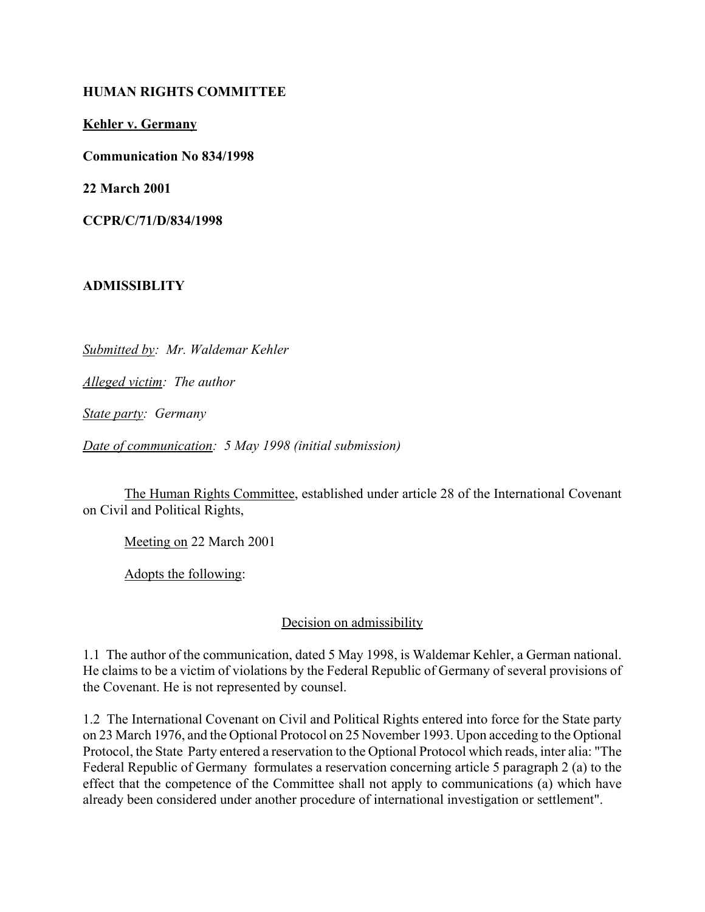**HUMAN RIGHTS COMMITTEE**

**Kehler v. Germany**

**Communication No 834/1998**

**22 March 2001**

**CCPR/C/71/D/834/1998**

**ADMISSIBLITY**

*Submitted by: Mr. Waldemar Kehler*

*Alleged victim: The author*

*State party: Germany*

*Date of communication: 5 May 1998 (initial submission)*

The Human Rights Committee, established under article 28 of the International Covenant on Civil and Political Rights,

Meeting on 22 March 2001

Adopts the following:

Decision on admissibility

1.1 The author of the communication, dated 5 May 1998, is Waldemar Kehler, a German national. He claims to be a victim of violations by the Federal Republic of Germany of several provisions of the Covenant. He is not represented by counsel.

1.2 The International Covenant on Civil and Political Rights entered into force for the State party on 23 March 1976, and the Optional Protocol on 25 November 1993. Upon acceding to the Optional Protocol, the State Party entered a reservation to the Optional Protocol which reads, inter alia: "The Federal Republic of Germany formulates a reservation concerning article 5 paragraph 2 (a) to the effect that the competence of the Committee shall not apply to communications (a) which have already been considered under another procedure of international investigation or settlement".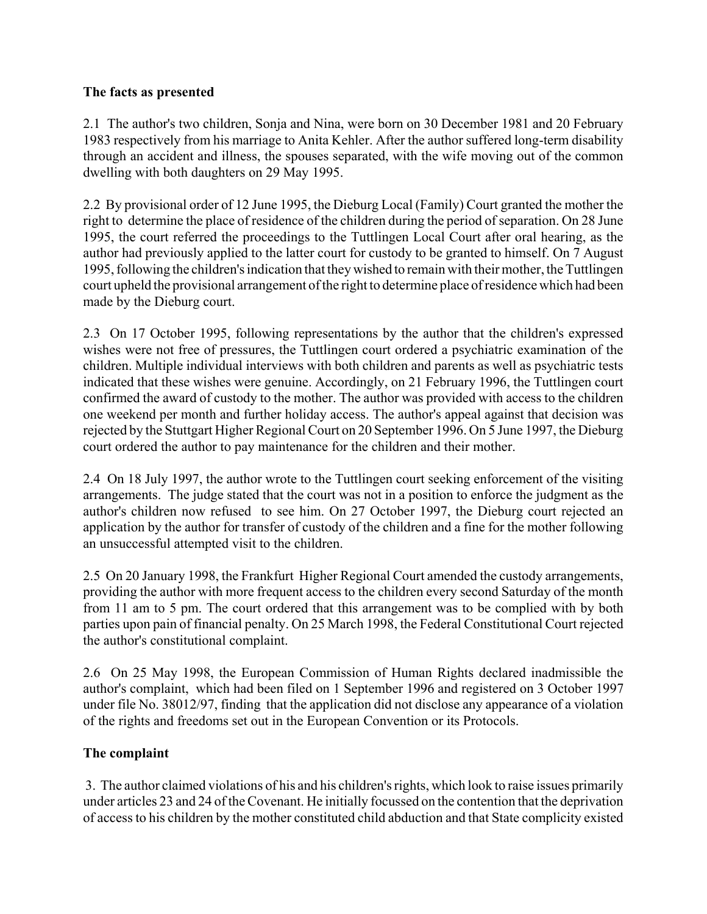**The facts as presented**

2.1 The author's two children, Sonja and Nina, were born on 30 December 1981 and 20 February 1983 respectively from his marriage to Anita Kehler. After the author suffered long-term disability through an accident and illness, the spouses separated, with the wife moving out of the common dwelling with both daughters on 29 May 1995.

2.2 By provisional order of 12 June 1995, the Dieburg Local (Family) Court granted the mother the right to determine the place of residence of the children during the period of separation. On 28 June 1995, the court referred the proceedings to the Tuttlingen Local Court after oral hearing, as the author had previously applied to the latter court for custody to be granted to himself. On 7 August 1995, following the children's indication that they wished to remain with their mother, the Tuttlingen court upheld the provisional arrangement of the right to determine place of residence which had been made by the Dieburg court.

2.3 On 17 October 1995, following representations by the author that the children's expressed wishes were not free of pressures, the Tuttlingen court ordered a psychiatric examination of the children. Multiple individual interviews with both children and parents as well as psychiatric tests indicated that these wishes were genuine. Accordingly, on 21 February 1996, the Tuttlingen court confirmed the award of custody to the mother. The author was provided with access to the children one weekend per month and further holiday access. The author's appeal against that decision was rejected by the Stuttgart Higher Regional Court on 20 September 1996. On 5 June 1997, the Dieburg court ordered the author to pay maintenance for the children and their mother.

2.4 On 18 July 1997, the author wrote to the Tuttlingen court seeking enforcement of the visiting arrangements. The judge stated that the court was not in a position to enforce the judgment as the author's children now refused to see him. On 27 October 1997, the Dieburg court rejected an application by the author for transfer of custody of the children and a fine for the mother following an unsuccessful attempted visit to the children.

2.5 On 20 January 1998, the Frankfurt Higher Regional Court amended the custody arrangements, providing the author with more frequent access to the children every second Saturday of the month from 11 am to 5 pm. The court ordered that this arrangement was to be complied with by both parties upon pain of financial penalty. On 25 March 1998, the Federal Constitutional Court rejected the author's constitutional complaint.

2.6 On 25 May 1998, the European Commission of Human Rights declared inadmissible the author's complaint, which had been filed on 1 September 1996 and registered on 3 October 1997 under file No. 38012/97, finding that the application did not disclose any appearance of a violation of the rights and freedoms set out in the European Convention or its Protocols.

**The complaint**

3. The author claimed violations of his and his children's rights, which look to raise issues primarily under articles 23 and 24 of the Covenant. He initially focussed on the contention that the deprivation of access to his children by the mother constituted child abduction and that State complicity existed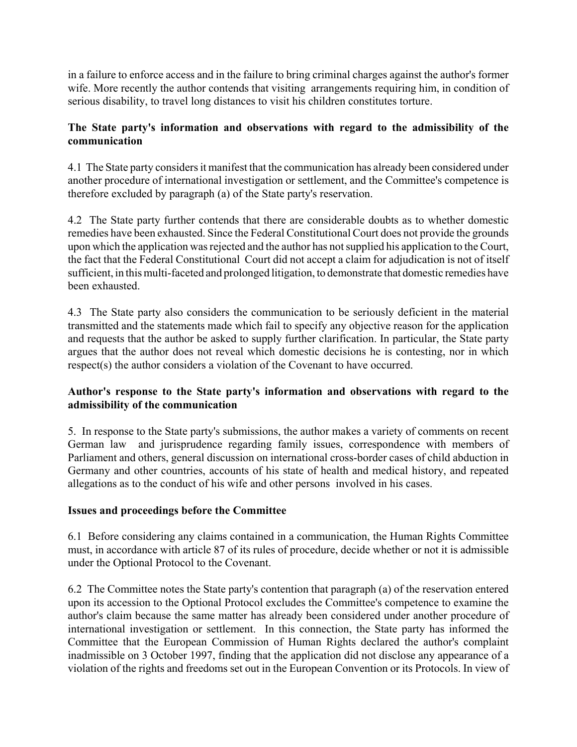in a failure to enforce access and in the failure to bring criminal charges against the author's former wife. More recently the author contends that visiting arrangements requiring him, in condition of serious disability, to travel long distances to visit his children constitutes torture.

**The State party's information and observations with regard to the admissibility of the communication**

4.1 The State party considers it manifest that the communication has already been considered under another procedure of international investigation or settlement, and the Committee's competence is therefore excluded by paragraph (a) of the State party's reservation.

4.2 The State party further contends that there are considerable doubts as to whether domestic remedies have been exhausted. Since the Federal Constitutional Court does not provide the grounds upon which the application was rejected and the author has not supplied his application to the Court, the fact that the Federal Constitutional Court did not accept a claim for adjudication is not of itself sufficient, in this multi-faceted and prolonged litigation, to demonstrate that domestic remedies have been exhausted.

4.3 The State party also considers the communication to be seriously deficient in the material transmitted and the statements made which fail to specify any objective reason for the application and requests that the author be asked to supply further clarification. In particular, the State party argues that the author does not reveal which domestic decisions he is contesting, nor in which respect(s) the author considers a violation of the Covenant to have occurred.

**Author's response to the State party's information and observations with regard to the admissibility of the communication**

5. In response to the State party's submissions, the author makes a variety of comments on recent German law and jurisprudence regarding family issues, correspondence with members of Parliament and others, general discussion on international cross-border cases of child abduction in Germany and other countries, accounts of his state of health and medical history, and repeated allegations as to the conduct of his wife and other persons involved in his cases.

**Issues and proceedings before the Committee**

6.1 Before considering any claims contained in a communication, the Human Rights Committee must, in accordance with article 87 of its rules of procedure, decide whether or not it is admissible under the Optional Protocol to the Covenant.

6.2 The Committee notes the State party's contention that paragraph (a) of the reservation entered upon its accession to the Optional Protocol excludes the Committee's competence to examine the author's claim because the same matter has already been considered under another procedure of international investigation or settlement. In this connection, the State party has informed the Committee that the European Commission of Human Rights declared the author's complaint inadmissible on 3 October 1997, finding that the application did not disclose any appearance of a violation of the rights and freedoms set out in the European Convention or its Protocols. In view of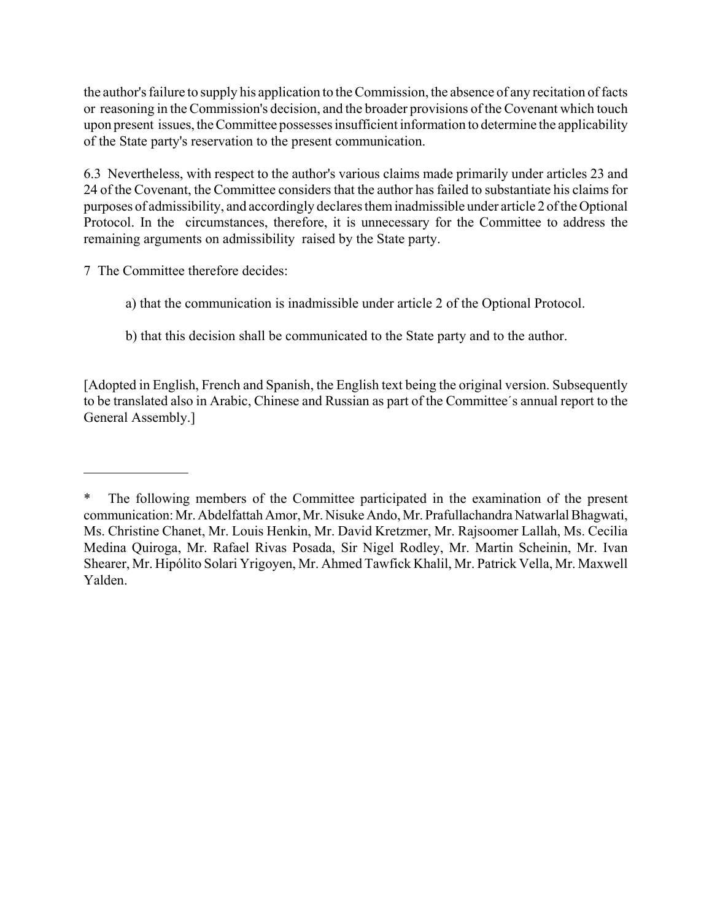the author's failure to supply his application to the Commission, the absence of any recitation of facts or reasoning in the Commission's decision, and the broader provisions of the Covenant which touch upon present issues, the Committee possesses insufficient information to determine the applicability of the State party's reservation to the present communication.

6.3 Nevertheless, with respect to the author's various claims made primarily under articles 23 and 24 of the Covenant, the Committee considers that the author has failed to substantiate his claims for purposes of admissibility, and accordingly declares them inadmissible under article 2 of the Optional Protocol. In the circumstances, therefore, it is unnecessary for the Committee to address the remaining arguments on admissibility raised by the State party.

7 The Committee therefore decides:

a) that the communication is inadmissible under article 2 of the Optional Protocol.

b) that this decision shall be communicated to the State party and to the author.

[Adopted in English, French and Spanish, the English text being the original version. Subsequently to be translated also in Arabic, Chinese and Russian as part of the Committee´s annual report to the General Assembly.]

---

* The following members of the Committee participated in the examination of the present communication: Mr. Abdelfattah Amor, Mr. Nisuke Ando, Mr. Prafullachandra Natwarlal Bhagwati, Ms. Christine Chanet, Mr. Louis Henkin, Mr. David Kretzmer, Mr. Rajsoomer Lallah, Ms. Cecilia Medina Quiroga, Mr. Rafael Rivas Posada, Sir Nigel Rodley, Mr. Martin Scheinin, Mr. Ivan Shearer, Mr. Hipólito Solari Yrigoyen, Mr. Ahmed Tawfick Khalil, Mr. Patrick Vella, Mr. Maxwell Yalden.